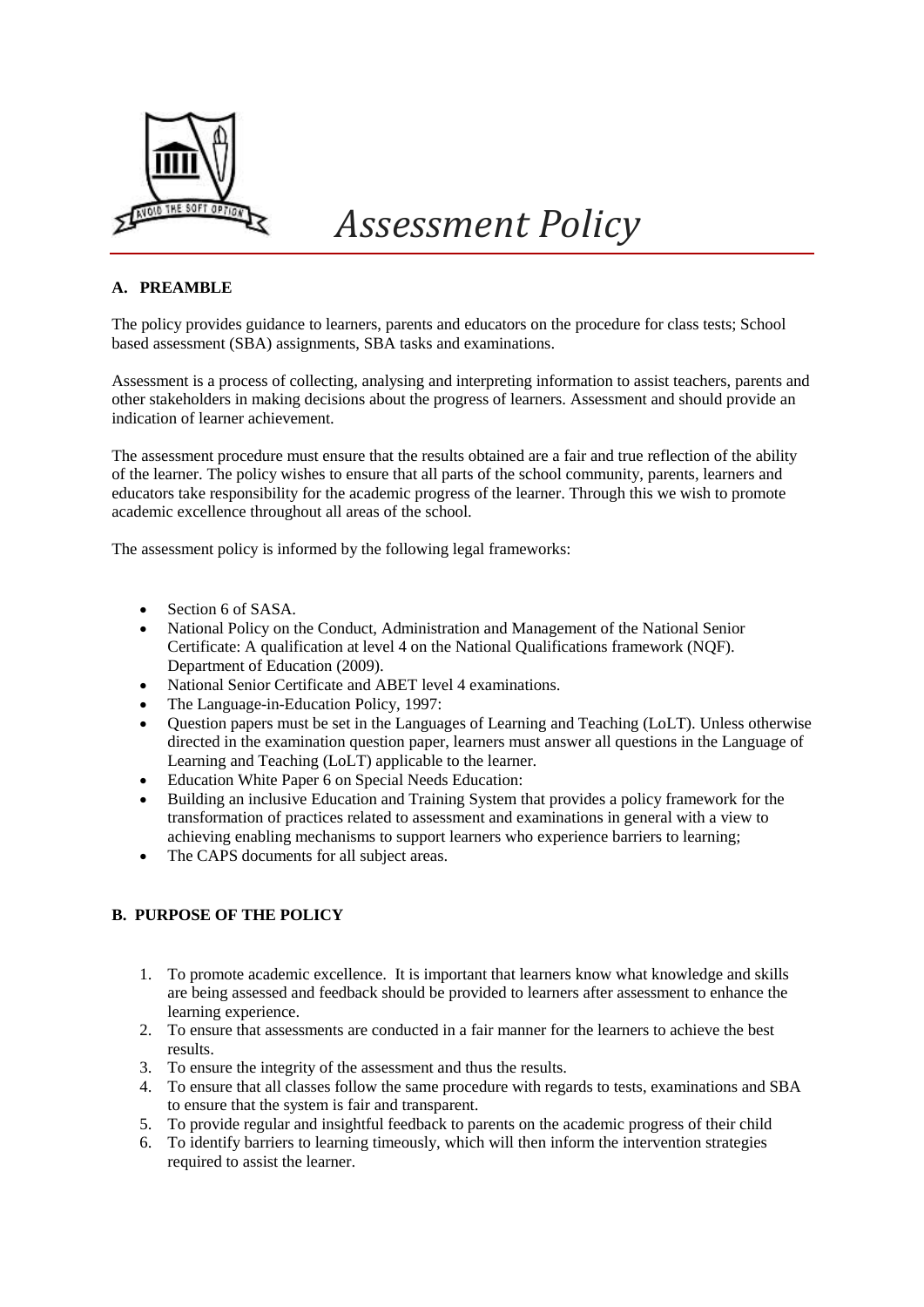# *Assessment Policy*

## A. PREAMBLE

The policy provides guidance to learners, parents and educators on the procedure for class tests; School based assessment (SBA) assignments, SBA tasks and examinations.

Assessment is a process of collecting, analysing and interpreting information to assist teachers, parents and other stakeholders in making decisions about the progress of learners. Assessment and should provide an indication of learner achievement.

The assessment procedure must ensure that the results obtained are a fair and true reflection of the ability of the learner. The policy wishes to ensure that all parts of the school community, parents, learners and educators take responsibility for the academic progress of the learner. Through this we wish to promote academic excellence throughout all areas of the school.

The assessment policy is informed by the following legal frameworks:

- Section 6 of SASA.
- National Policy on the Conduct, Administration and Management of the National Senior Certificate: A qualification at level 4 on the National Qualifications framework (NQF). Department of Education (2009).
- National Senior Certificate and ABET level 4 examinations.
- The Language-in-Education Policy, 1997:
- Question papers must be set in the Languages of Learning and Teaching (LoLT). Unless otherwise directed in the examination question paper, learners must answer all questions in the Language of Learning and Teaching (LoLT) applicable to the learner.
- Education White Paper 6 on Special Needs Education:
- Building an inclusive Education and Training System that provides a policy framework for the transformation of practices related to assessment and examinations in general with a view to achieving enabling mechanisms to support learners who experience barriers to learning;
- The CAPS documents for all subject areas.

## B. PURPOSE OF THE POLICY

1. To promote academic excellence. It is important that learners know what knowledge and skills are being assessed and feedback should be provided to learners after assessment to enhance the learning experience.
2. To ensure that assessments are conducted in a fair manner for the learners to achieve the best results.
3. To ensure the integrity of the assessment and thus the results.
4. To ensure that all classes follow the same procedure with regards to tests, examinations and SBA to ensure that the system is fair and transparent.
5. To provide regular and insightful feedback to parents on the academic progress of their child
6. To identify barriers to learning timeously, which will then inform the intervention strategies required to assist the learner.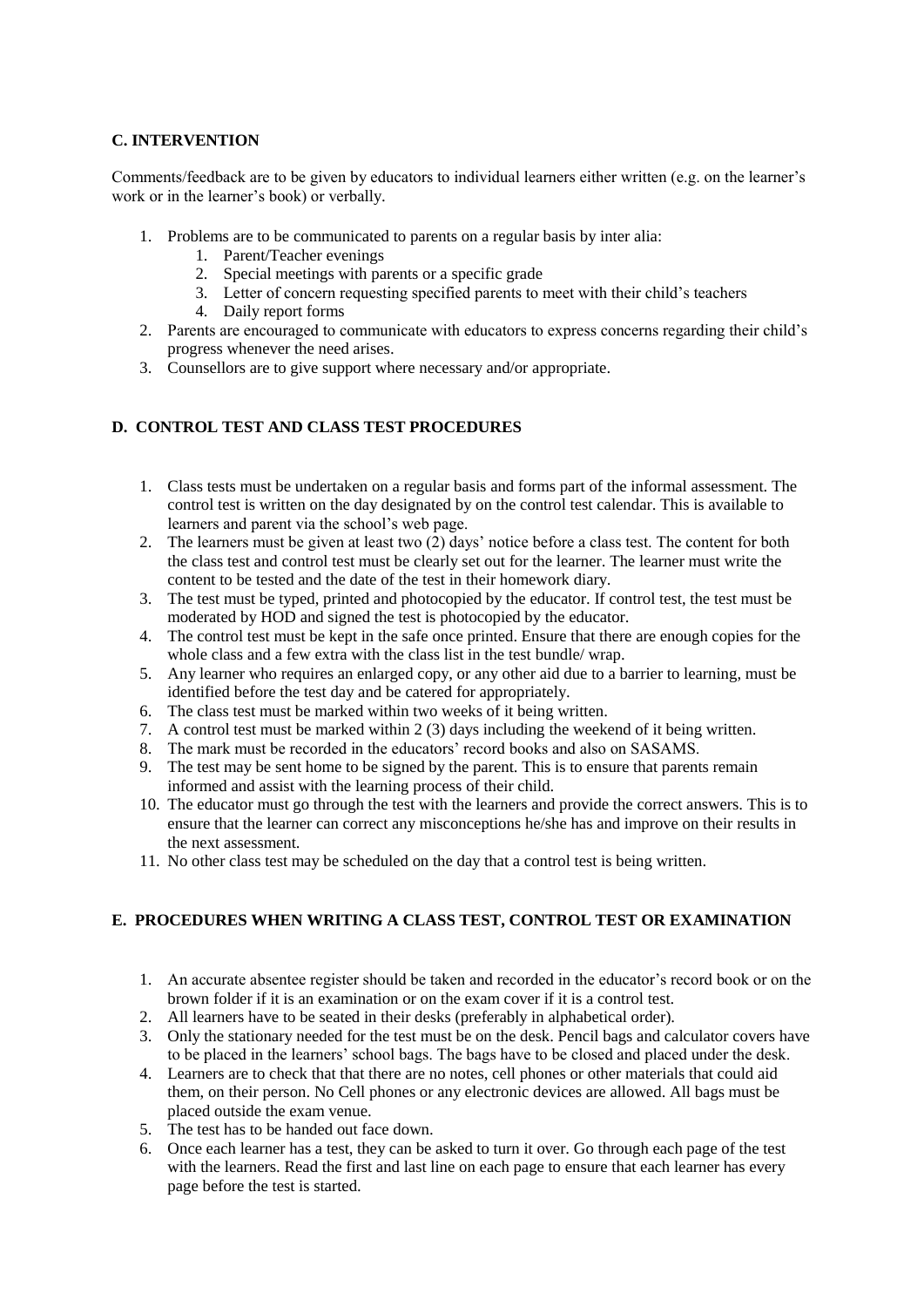### C. INTERVENTION

Comments/feedback are to be given by educators to individual learners either written (e.g. on the learner's work or in the learner's book) or verbally.

1. Problems are to be communicated to parents on a regular basis by inter alia:
    1. Parent/Teacher evenings
    2. Special meetings with parents or a specific grade
    3. Letter of concern requesting specified parents to meet with their child's teachers
    4. Daily report forms
2. Parents are encouraged to communicate with educators to express concerns regarding their child's progress whenever the need arises.
3. Counsellors are to give support where necessary and/or appropriate.

### D. CONTROL TEST AND CLASS TEST PROCEDURES

1. Class tests must be undertaken on a regular basis and forms part of the informal assessment. The control test is written on the day designated by on the control test calendar. This is available to learners and parent via the school's web page.
2. The learners must be given at least two (2) days' notice before a class test. The content for both the class test and control test must be clearly set out for the learner. The learner must write the content to be tested and the date of the test in their homework diary.
3. The test must be typed, printed and photocopied by the educator. If control test, the test must be moderated by HOD and signed the test is photocopied by the educator.
4. The control test must be kept in the safe once printed. Ensure that there are enough copies for the whole class and a few extra with the class list in the test bundle/ wrap.
5. Any learner who requires an enlarged copy, or any other aid due to a barrier to learning, must be identified before the test day and be catered for appropriately.
6. The class test must be marked within two weeks of it being written.
7. A control test must be marked within 2 (3) days including the weekend of it being written.
8. The mark must be recorded in the educators' record books and also on SASAMS.
9. The test may be sent home to be signed by the parent. This is to ensure that parents remain informed and assist with the learning process of their child.
10. The educator must go through the test with the learners and provide the correct answers. This is to ensure that the learner can correct any misconceptions he/she has and improve on their results in the next assessment.
11. No other class test may be scheduled on the day that a control test is being written.

### E. PROCEDURES WHEN WRITING A CLASS TEST, CONTROL TEST OR EXAMINATION

1. An accurate absentee register should be taken and recorded in the educator's record book or on the brown folder if it is an examination or on the exam cover if it is a control test.
2. All learners have to be seated in their desks (preferably in alphabetical order).
3. Only the stationary needed for the test must be on the desk. Pencil bags and calculator covers have to be placed in the learners' school bags. The bags have to be closed and placed under the desk.
4. Learners are to check that that there are no notes, cell phones or other materials that could aid them, on their person. No Cell phones or any electronic devices are allowed. All bags must be placed outside the exam venue.
5. The test has to be handed out face down.
6. Once each learner has a test, they can be asked to turn it over. Go through each page of the test with the learners. Read the first and last line on each page to ensure that each learner has every page before the test is started.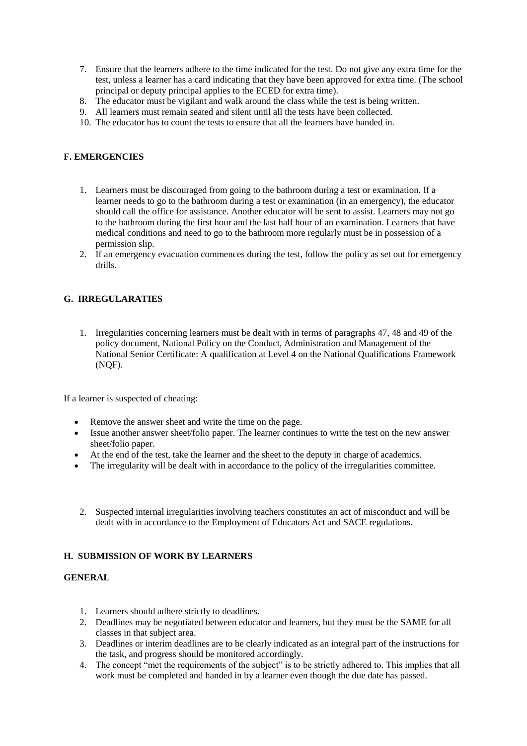7. Ensure that the learners adhere to the time indicated for the test. Do not give any extra time for the test, unless a learner has a card indicating that they have been approved for extra time. (The school principal or deputy principal applies to the ECED for extra time).
8. The educator must be vigilant and walk around the class while the test is being written.
9. All learners must remain seated and silent until all the tests have been collected.
10. The educator has to count the tests to ensure that all the learners have handed in.

## F. EMERGENCIES

1. Learners must be discouraged from going to the bathroom during a test or examination. If a learner needs to go to the bathroom during a test or examination (in an emergency), the educator should call the office for assistance. Another educator will be sent to assist. Learners may not go to the bathroom during the first hour and the last half hour of an examination. Learners that have medical conditions and need to go to the bathroom more regularly must be in possession of a permission slip.
2. If an emergency evacuation commences during the test, follow the policy as set out for emergency drills.

## G. IRREGULARATIES

1. Irregularities concerning learners must be dealt with in terms of paragraphs 47, 48 and 49 of the policy document, National Policy on the Conduct, Administration and Management of the National Senior Certificate: A qualification at Level 4 on the National Qualifications Framework (NQF).

If a learner is suspected of cheating:

- Remove the answer sheet and write the time on the page.
- Issue another answer sheet/folio paper. The learner continues to write the test on the new answer sheet/folio paper.
- At the end of the test, take the learner and the sheet to the deputy in charge of academics.
- The irregularity will be dealt with in accordance to the policy of the irregularities committee.

2. Suspected internal irregularities involving teachers constitutes an act of misconduct and will be dealt with in accordance to the Employment of Educators Act and SACE regulations.

## H. SUBMISSION OF WORK BY LEARNERS

### GENERAL

1. Learners should adhere strictly to deadlines.
2. Deadlines may be negotiated between educator and learners, but they must be the SAME for all classes in that subject area.
3. Deadlines or interim deadlines are to be clearly indicated as an integral part of the instructions for the task, and progress should be monitored accordingly.
4. The concept "met the requirements of the subject" is to be strictly adhered to. This implies that all work must be completed and handed in by a learner even though the due date has passed.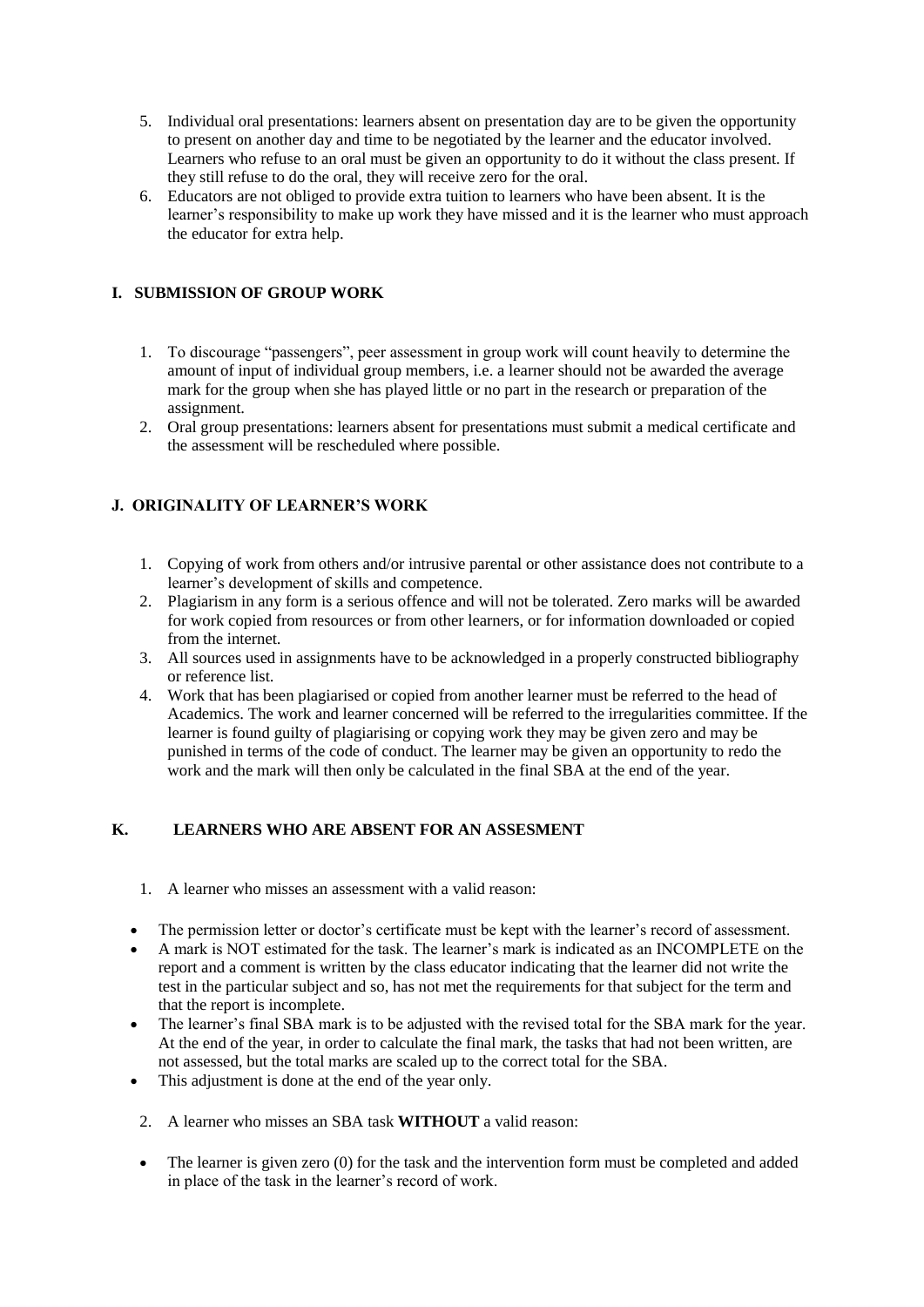5. Individual oral presentations: learners absent on presentation day are to be given the opportunity to present on another day and time to be negotiated by the learner and the educator involved. Learners who refuse to an oral must be given an opportunity to do it without the class present. If they still refuse to do the oral, they will receive zero for the oral.
6. Educators are not obliged to provide extra tuition to learners who have been absent. It is the learner's responsibility to make up work they have missed and it is the learner who must approach the educator for extra help.

## I. SUBMISSION OF GROUP WORK

1. To discourage "passengers", peer assessment in group work will count heavily to determine the amount of input of individual group members, i.e. a learner should not be awarded the average mark for the group when she has played little or no part in the research or preparation of the assignment.
2. Oral group presentations: learners absent for presentations must submit a medical certificate and the assessment will be rescheduled where possible.

## J. ORIGINALITY OF LEARNER'S WORK

1. Copying of work from others and/or intrusive parental or other assistance does not contribute to a learner's development of skills and competence.
2. Plagiarism in any form is a serious offence and will not be tolerated. Zero marks will be awarded for work copied from resources or from other learners, or for information downloaded or copied from the internet.
3. All sources used in assignments have to be acknowledged in a properly constructed bibliography or reference list.
4. Work that has been plagiarised or copied from another learner must be referred to the head of Academics. The work and learner concerned will be referred to the irregularities committee. If the learner is found guilty of plagiarising or copying work they may be given zero and may be punished in terms of the code of conduct. The learner may be given an opportunity to redo the work and the mark will then only be calculated in the final SBA at the end of the year.

## K. LEARNERS WHO ARE ABSENT FOR AN ASSESMENT

1. A learner who misses an assessment with a valid reason:

- The permission letter or doctor's certificate must be kept with the learner's record of assessment.
- A mark is NOT estimated for the task. The learner's mark is indicated as an INCOMPLETE on the report and a comment is written by the class educator indicating that the learner did not write the test in the particular subject and so, has not met the requirements for that subject for the term and that the report is incomplete.
- The learner's final SBA mark is to be adjusted with the revised total for the SBA mark for the year. At the end of the year, in order to calculate the final mark, the tasks that had not been written, are not assessed, but the total marks are scaled up to the correct total for the SBA.
- This adjustment is done at the end of the year only.

2. A learner who misses an SBA task **WITHOUT** a valid reason:

- The learner is given zero (0) for the task and the intervention form must be completed and added in place of the task in the learner's record of work.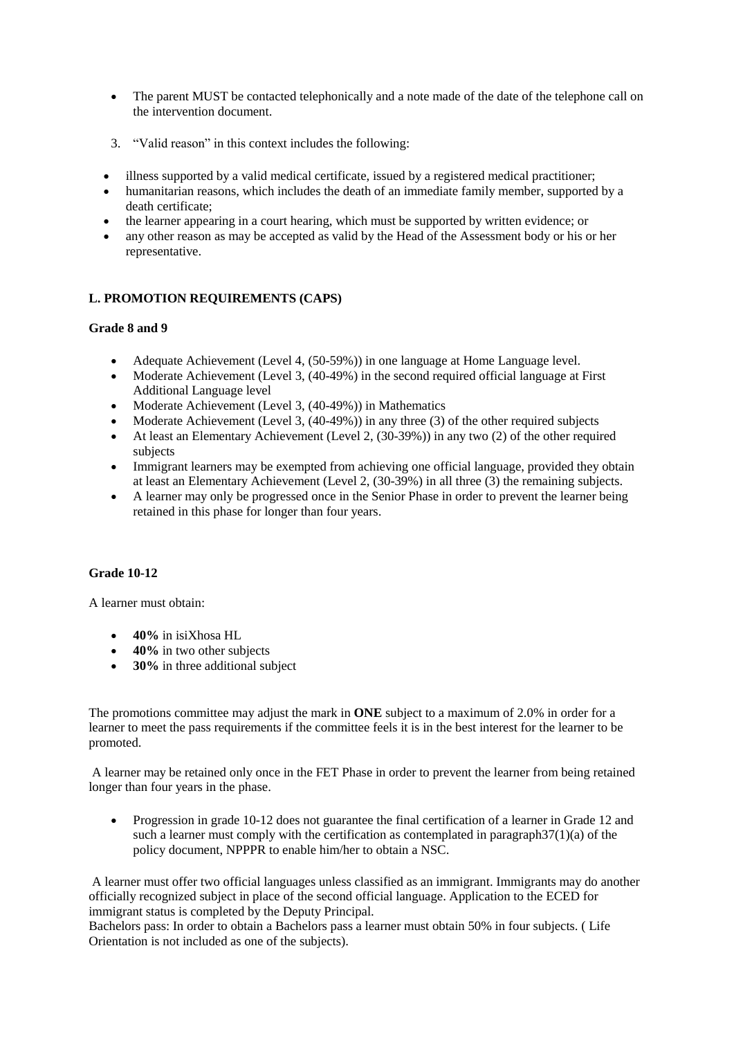- The parent MUST be contacted telephonically and a note made of the date of the telephone call on the intervention document.

3. "Valid reason" in this context includes the following:

- illness supported by a valid medical certificate, issued by a registered medical practitioner;
- humanitarian reasons, which includes the death of an immediate family member, supported by a death certificate;
- the learner appearing in a court hearing, which must be supported by written evidence; or
- any other reason as may be accepted as valid by the Head of the Assessment body or his or her representative.

**L. PROMOTION REQUIREMENTS (CAPS)**

**Grade 8 and 9**

- Adequate Achievement (Level 4, (50-59%)) in one language at Home Language level.
- Moderate Achievement (Level 3, (40-49%) in the second required official language at First Additional Language level
- Moderate Achievement (Level 3, (40-49%)) in Mathematics
- Moderate Achievement (Level 3, (40-49%)) in any three (3) of the other required subjects
- At least an Elementary Achievement (Level 2, (30-39%)) in any two (2) of the other required subjects
- Immigrant learners may be exempted from achieving one official language, provided they obtain at least an Elementary Achievement (Level 2, (30-39%) in all three (3) the remaining subjects.
- A learner may only be progressed once in the Senior Phase in order to prevent the learner being retained in this phase for longer than four years.

**Grade 10-12**

A learner must obtain:

- **40%** in isiXhosa HL
- **40%** in two other subjects
- **30%** in three additional subject

The promotions committee may adjust the mark in **ONE** subject to a maximum of 2.0% in order for a learner to meet the pass requirements if the committee feels it is in the best interest for the learner to be promoted.

A learner may be retained only once in the FET Phase in order to prevent the learner from being retained longer than four years in the phase.

- Progression in grade 10-12 does not guarantee the final certification of a learner in Grade 12 and such a learner must comply with the certification as contemplated in paragraph37(1)(a) of the policy document, NPPPR to enable him/her to obtain a NSC.

A learner must offer two official languages unless classified as an immigrant. Immigrants may do another officially recognized subject in place of the second official language. Application to the ECED for immigrant status is completed by the Deputy Principal.
Bachelors pass: In order to obtain a Bachelors pass a learner must obtain 50% in four subjects. ( Life Orientation is not included as one of the subjects).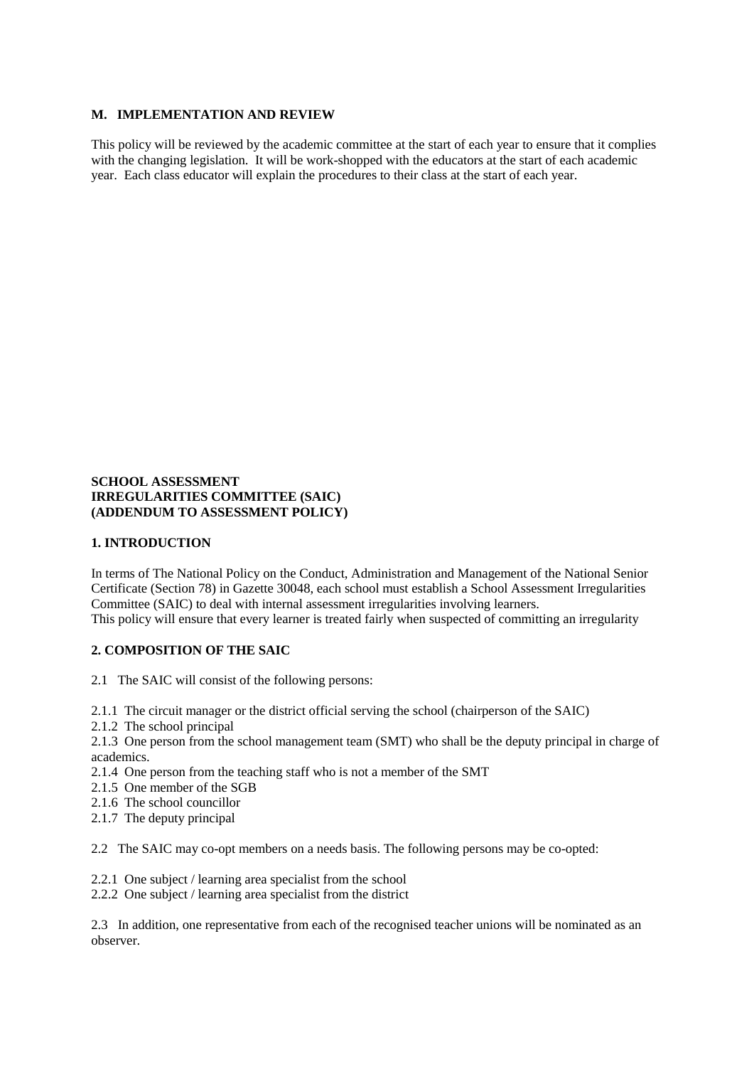## M. IMPLEMENTATION AND REVIEW

This policy will be reviewed by the academic committee at the start of each year to ensure that it complies with the changing legislation. It will be work-shopped with the educators at the start of each academic year. Each class educator will explain the procedures to their class at the start of each year.

**SCHOOL ASSESSMENT**
**IRREGULARITIES COMMITTEE (SAIC)**
**(ADDENDUM TO ASSESSMENT POLICY)**

### 1. INTRODUCTION

In terms of The National Policy on the Conduct, Administration and Management of the National Senior Certificate (Section 78) in Gazette 30048, each school must establish a School Assessment Irregularities Committee (SAIC) to deal with internal assessment irregularities involving learners.
This policy will ensure that every learner is treated fairly when suspected of committing an irregularity

### 2. COMPOSITION OF THE SAIC

2.1 The SAIC will consist of the following persons:

2.1.1 The circuit manager or the district official serving the school (chairperson of the SAIC)
2.1.2 The school principal
2.1.3 One person from the school management team (SMT) who shall be the deputy principal in charge of academics.
2.1.4 One person from the teaching staff who is not a member of the SMT
2.1.5 One member of the SGB
2.1.6 The school councillor
2.1.7 The deputy principal

2.2 The SAIC may co-opt members on a needs basis. The following persons may be co-opted:

2.2.1 One subject / learning area specialist from the school
2.2.2 One subject / learning area specialist from the district

2.3 In addition, one representative from each of the recognised teacher unions will be nominated as an observer.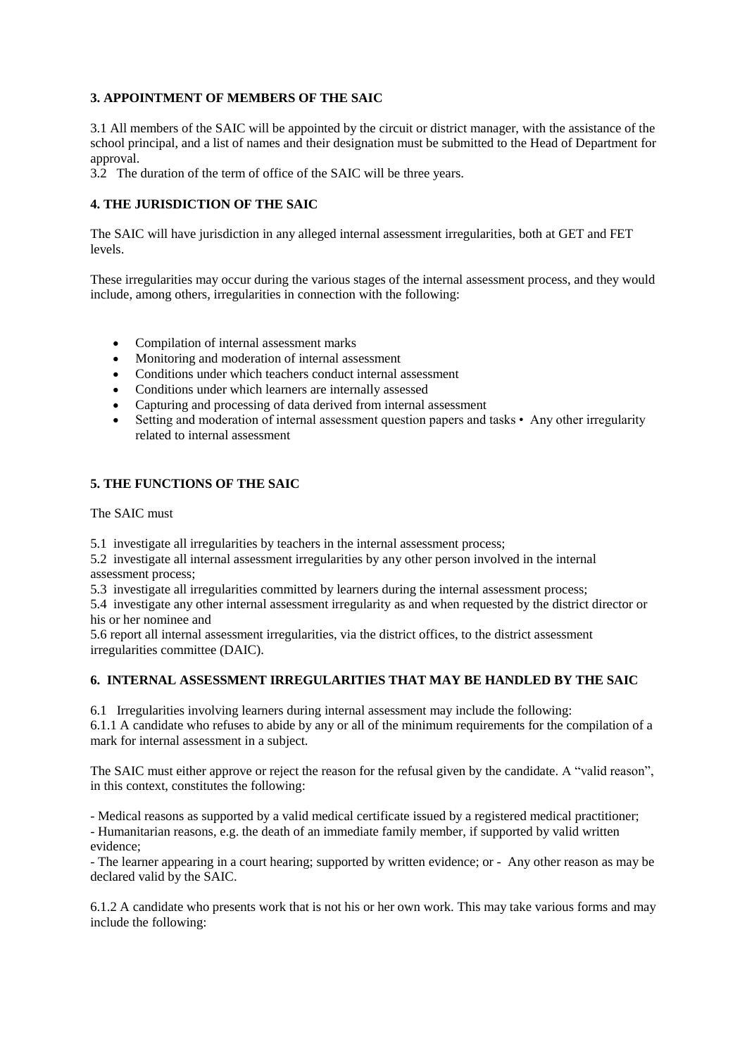### 3. APPOINTMENT OF MEMBERS OF THE SAIC

3.1 All members of the SAIC will be appointed by the circuit or district manager, with the assistance of the school principal, and a list of names and their designation must be submitted to the Head of Department for approval.

3.2 The duration of the term of office of the SAIC will be three years.

### 4. THE JURISDICTION OF THE SAIC

The SAIC will have jurisdiction in any alleged internal assessment irregularities, both at GET and FET levels.

These irregularities may occur during the various stages of the internal assessment process, and they would include, among others, irregularities in connection with the following:

- Compilation of internal assessment marks
- Monitoring and moderation of internal assessment
- Conditions under which teachers conduct internal assessment
- Conditions under which learners are internally assessed
- Capturing and processing of data derived from internal assessment
- Setting and moderation of internal assessment question papers and tasks • Any other irregularity related to internal assessment

### 5. THE FUNCTIONS OF THE SAIC

The SAIC must

5.1 investigate all irregularities by teachers in the internal assessment process;

5.2 investigate all internal assessment irregularities by any other person involved in the internal assessment process;

5.3 investigate all irregularities committed by learners during the internal assessment process;

5.4 investigate any other internal assessment irregularity as and when requested by the district director or his or her nominee and

5.6 report all internal assessment irregularities, via the district offices, to the district assessment irregularities committee (DAIC).

### 6. INTERNAL ASSESSMENT IRREGULARITIES THAT MAY BE HANDLED BY THE SAIC

6.1 Irregularities involving learners during internal assessment may include the following:

6.1.1 A candidate who refuses to abide by any or all of the minimum requirements for the compilation of a mark for internal assessment in a subject.

The SAIC must either approve or reject the reason for the refusal given by the candidate. A "valid reason", in this context, constitutes the following:

- Medical reasons as supported by a valid medical certificate issued by a registered medical practitioner;
- Humanitarian reasons, e.g. the death of an immediate family member, if supported by valid written evidence;
- The learner appearing in a court hearing; supported by written evidence; or - Any other reason as may be declared valid by the SAIC.

6.1.2 A candidate who presents work that is not his or her own work. This may take various forms and may include the following: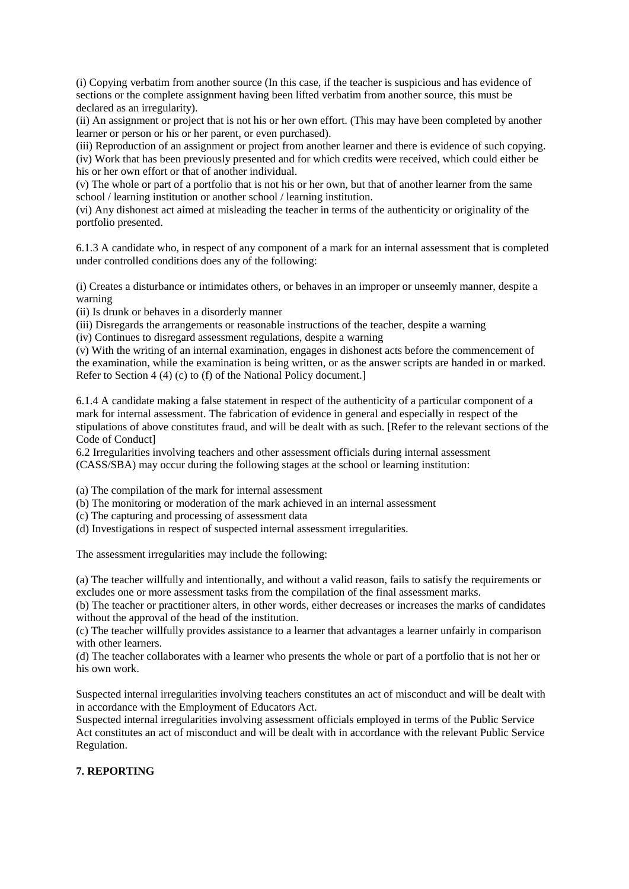(i) Copying verbatim from another source (In this case, if the teacher is suspicious and has evidence of sections or the complete assignment having been lifted verbatim from another source, this must be declared as an irregularity).
(ii) An assignment or project that is not his or her own effort. (This may have been completed by another learner or person or his or her parent, or even purchased).
(iii) Reproduction of an assignment or project from another learner and there is evidence of such copying.
(iv) Work that has been previously presented and for which credits were received, which could either be his or her own effort or that of another individual.
(v) The whole or part of a portfolio that is not his or her own, but that of another learner from the same school / learning institution or another school / learning institution.
(vi) Any dishonest act aimed at misleading the teacher in terms of the authenticity or originality of the portfolio presented.

6.1.3 A candidate who, in respect of any component of a mark for an internal assessment that is completed under controlled conditions does any of the following:

(i) Creates a disturbance or intimidates others, or behaves in an improper or unseemly manner, despite a warning
(ii) Is drunk or behaves in a disorderly manner
(iii) Disregards the arrangements or reasonable instructions of the teacher, despite a warning
(iv) Continues to disregard assessment regulations, despite a warning
(v) With the writing of an internal examination, engages in dishonest acts before the commencement of the examination, while the examination is being written, or as the answer scripts are handed in or marked. Refer to Section 4 (4) (c) to (f) of the National Policy document.]

6.1.4 A candidate making a false statement in respect of the authenticity of a particular component of a mark for internal assessment. The fabrication of evidence in general and especially in respect of the stipulations of above constitutes fraud, and will be dealt with as such. [Refer to the relevant sections of the Code of Conduct]
6.2 Irregularities involving teachers and other assessment officials during internal assessment (CASS/SBA) may occur during the following stages at the school or learning institution:

(a) The compilation of the mark for internal assessment
(b) The monitoring or moderation of the mark achieved in an internal assessment
(c) The capturing and processing of assessment data
(d) Investigations in respect of suspected internal assessment irregularities.

The assessment irregularities may include the following:

(a) The teacher willfully and intentionally, and without a valid reason, fails to satisfy the requirements or excludes one or more assessment tasks from the compilation of the final assessment marks.
(b) The teacher or practitioner alters, in other words, either decreases or increases the marks of candidates without the approval of the head of the institution.
(c) The teacher willfully provides assistance to a learner that advantages a learner unfairly in comparison with other learners.
(d) The teacher collaborates with a learner who presents the whole or part of a portfolio that is not her or his own work.

Suspected internal irregularities involving teachers constitutes an act of misconduct and will be dealt with in accordance with the Employment of Educators Act.
Suspected internal irregularities involving assessment officials employed in terms of the Public Service Act constitutes an act of misconduct and will be dealt with in accordance with the relevant Public Service Regulation.

**7. REPORTING**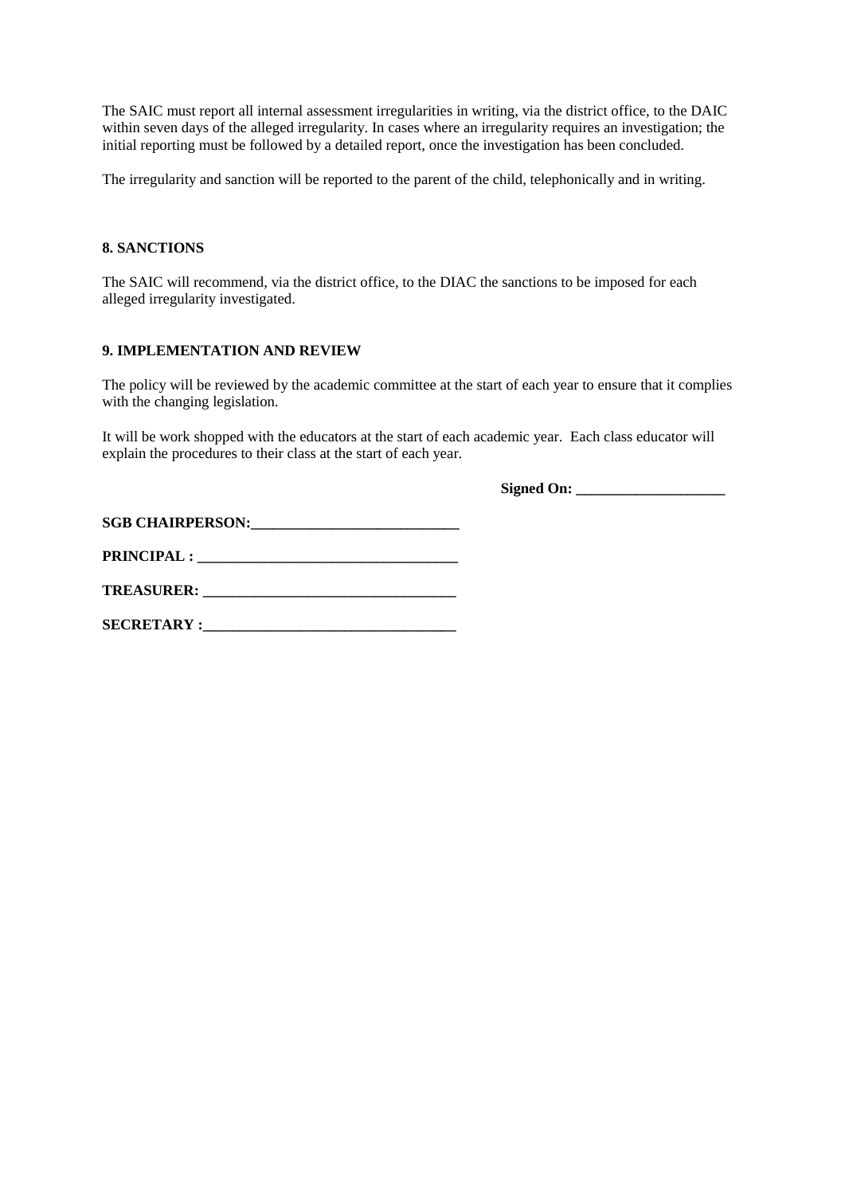The SAIC must report all internal assessment irregularities in writing, via the district office, to the DAIC within seven days of the alleged irregularity. In cases where an irregularity requires an investigation; the initial reporting must be followed by a detailed report, once the investigation has been concluded.

The irregularity and sanction will be reported to the parent of the child, telephonically and in writing.

**8. SANCTIONS**

The SAIC will recommend, via the district office, to the DIAC the sanctions to be imposed for each alleged irregularity investigated.

**9. IMPLEMENTATION AND REVIEW**

The policy will be reviewed by the academic committee at the start of each year to ensure that it complies with the changing legislation.

It will be work shopped with the educators at the start of each academic year. Each class educator will explain the procedures to their class at the start of each year.

**Signed On: ____________________**

**SGB CHAIRPERSON:____________________________**

**PRINCIPAL : __________________________________**

**TREASURER: _________________________________**

**SECRETARY :_________________________________**